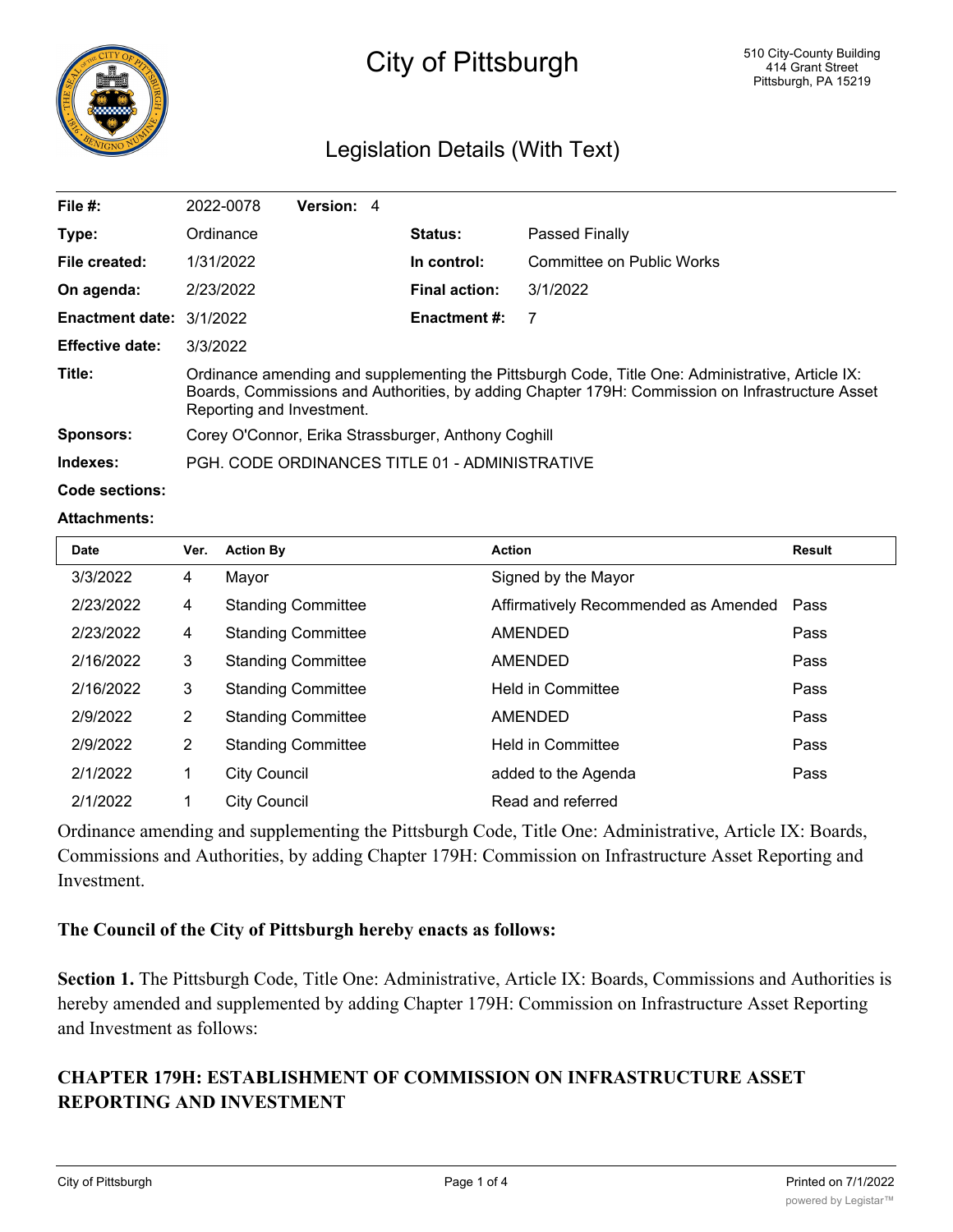# City of Pittsburgh

510 City-County Building
414 Grant Street
Pittsburgh, PA 15219

## Legislation Details (With Text)

| | | | |
|---|---|---|---|
| **File #:** | 2022-0078 **Version:** 4 | | |
| **Type:** | Ordinance | **Status:** | Passed Finally |
| **File created:** | 1/31/2022 | **In control:** | Committee on Public Works |
| **On agenda:** | 2/23/2022 | **Final action:** | 3/1/2022 |
| **Enactment date:** | 3/1/2022 | **Enactment #:** | 7 |
| **Effective date:** | 3/3/2022 | | |

**Title:** Ordinance amending and supplementing the Pittsburgh Code, Title One: Administrative, Article IX: Boards, Commissions and Authorities, by adding Chapter 179H: Commission on Infrastructure Asset Reporting and Investment.

**Sponsors:** Corey O'Connor, Erika Strassburger, Anthony Coghill

**Indexes:** PGH. CODE ORDINANCES TITLE 01 - ADMINISTRATIVE

**Code sections:**

**Attachments:**

| Date | Ver. | Action By | Action | Result |
|---|---|---|---|---|
| 3/3/2022 | 4 | Mayor | Signed by the Mayor | |
| 2/23/2022 | 4 | Standing Committee | Affirmatively Recommended as Amended | Pass |
| 2/23/2022 | 4 | Standing Committee | AMENDED | Pass |
| 2/16/2022 | 3 | Standing Committee | AMENDED | Pass |
| 2/16/2022 | 3 | Standing Committee | Held in Committee | Pass |
| 2/9/2022 | 2 | Standing Committee | AMENDED | Pass |
| 2/9/2022 | 2 | Standing Committee | Held in Committee | Pass |
| 2/1/2022 | 1 | City Council | added to the Agenda | Pass |
| 2/1/2022 | 1 | City Council | Read and referred | |

Ordinance amending and supplementing the Pittsburgh Code, Title One: Administrative, Article IX: Boards, Commissions and Authorities, by adding Chapter 179H: Commission on Infrastructure Asset Reporting and Investment.

**The Council of the City of Pittsburgh hereby enacts as follows:**

**Section 1.** The Pittsburgh Code, Title One: Administrative, Article IX: Boards, Commissions and Authorities is hereby amended and supplemented by adding Chapter 179H: Commission on Infrastructure Asset Reporting and Investment as follows:

## CHAPTER 179H: ESTABLISHMENT OF COMMISSION ON INFRASTRUCTURE ASSET REPORTING AND INVESTMENT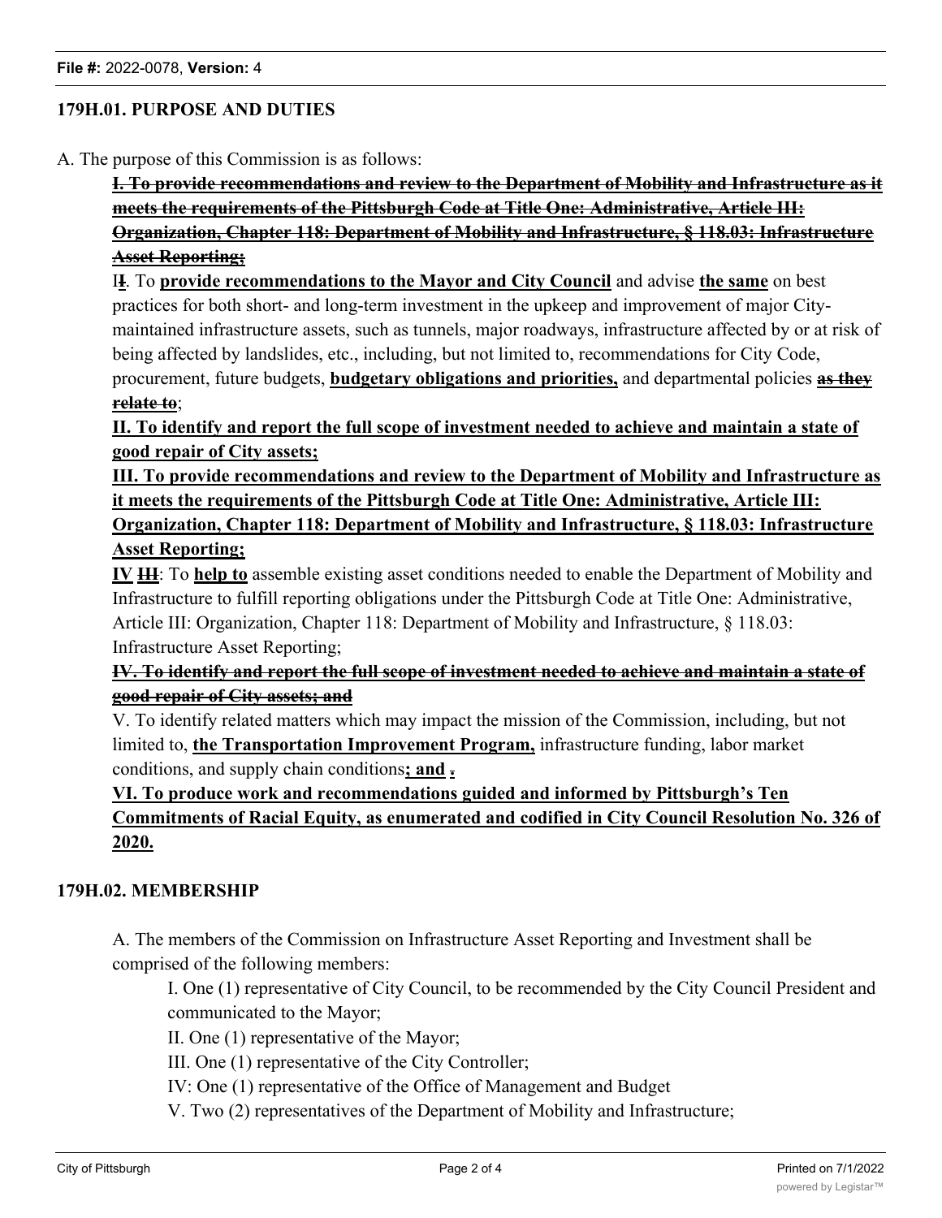### 179H.01. PURPOSE AND DUTIES

A. The purpose of this Commission is as follows:

~~**I. To provide recommendations and review to the Department of Mobility and Infrastructure as it meets the requirements of the Pittsburgh Code at Title One: Administrative, Article III: Organization, Chapter 118: Department of Mobility and Infrastructure, § 118.03: Infrastructure Asset Reporting;**~~

I~~**I**~~. To **provide recommendations to the Mayor and City Council** and advise **the same** on best practices for both short- and long-term investment in the upkeep and improvement of major City-maintained infrastructure assets, such as tunnels, major roadways, infrastructure affected by or at risk of being affected by landslides, etc., including, but not limited to, recommendations for City Code, procurement, future budgets, **budgetary obligations and priorities,** and departmental policies ~~**as they relate to**~~;

**II. To identify and report the full scope of investment needed to achieve and maintain a state of good repair of City assets;**

**III. To provide recommendations and review to the Department of Mobility and Infrastructure as it meets the requirements of the Pittsburgh Code at Title One: Administrative, Article III: Organization, Chapter 118: Department of Mobility and Infrastructure, § 118.03: Infrastructure Asset Reporting;**

**IV** ~~**III**~~: To **help to** assemble existing asset conditions needed to enable the Department of Mobility and Infrastructure to fulfill reporting obligations under the Pittsburgh Code at Title One: Administrative, Article III: Organization, Chapter 118: Department of Mobility and Infrastructure, § 118.03: Infrastructure Asset Reporting;

~~**IV. To identify and report the full scope of investment needed to achieve and maintain a state of good repair of City assets; and**~~

V. To identify related matters which may impact the mission of the Commission, including, but not limited to, **the Transportation Improvement Program,** infrastructure funding, labor market conditions, and supply chain conditions**; and** ~~**.**~~

**VI. To produce work and recommendations guided and informed by Pittsburgh's Ten Commitments of Racial Equity, as enumerated and codified in City Council Resolution No. 326 of 2020.**

### 179H.02. MEMBERSHIP

A. The members of the Commission on Infrastructure Asset Reporting and Investment shall be comprised of the following members:

I. One (1) representative of City Council, to be recommended by the City Council President and communicated to the Mayor;

II. One (1) representative of the Mayor;

III. One (1) representative of the City Controller;

IV: One (1) representative of the Office of Management and Budget

V. Two (2) representatives of the Department of Mobility and Infrastructure;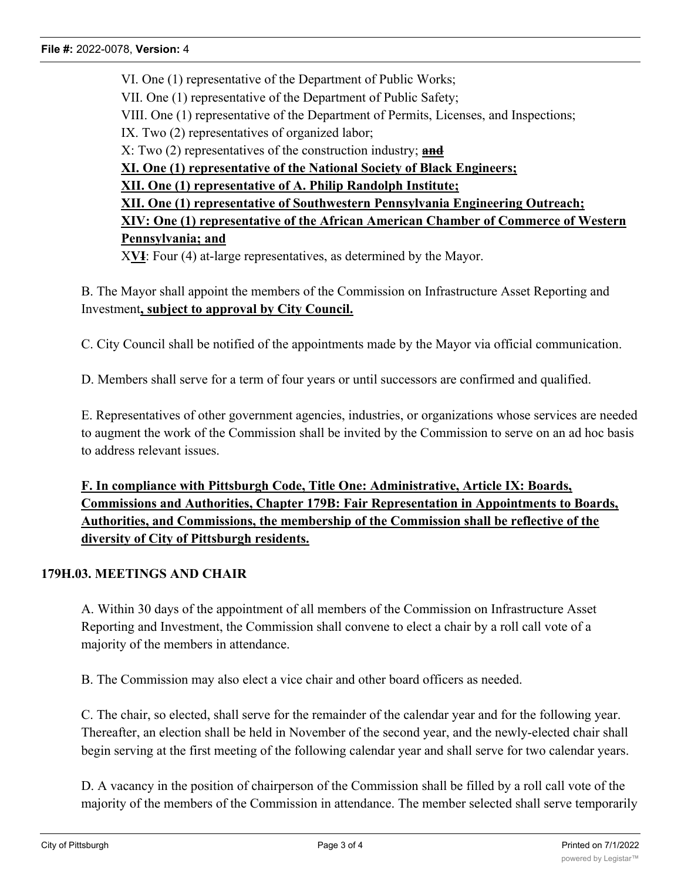VI. One (1) representative of the Department of Public Works;
VII. One (1) representative of the Department of Public Safety;
VIII. One (1) representative of the Department of Permits, Licenses, and Inspections;
IX. Two (2) representatives of organized labor;
X: Two (2) representatives of the construction industry; ~~**and**~~
**XI. One (1) representative of the National Society of Black Engineers;**
**XII. One (1) representative of A. Philip Randolph Institute;**
**XII. One (1) representative of Southwestern Pennsylvania Engineering Outreach;**
**XIV: One (1) representative of the African American Chamber of Commerce of Western Pennsylvania; and**
X**V**~~I~~: Four (4) at-large representatives, as determined by the Mayor.

B. The Mayor shall appoint the members of the Commission on Infrastructure Asset Reporting and Investment**, subject to approval by City Council.**

C. City Council shall be notified of the appointments made by the Mayor via official communication.

D. Members shall serve for a term of four years or until successors are confirmed and qualified.

E. Representatives of other government agencies, industries, or organizations whose services are needed to augment the work of the Commission shall be invited by the Commission to serve on an ad hoc basis to address relevant issues.

**F. In compliance with Pittsburgh Code, Title One: Administrative, Article IX: Boards, Commissions and Authorities, Chapter 179B: Fair Representation in Appointments to Boards, Authorities, and Commissions, the membership of the Commission shall be reflective of the diversity of City of Pittsburgh residents.**

**179H.03. MEETINGS AND CHAIR**

A. Within 30 days of the appointment of all members of the Commission on Infrastructure Asset Reporting and Investment, the Commission shall convene to elect a chair by a roll call vote of a majority of the members in attendance.

B. The Commission may also elect a vice chair and other board officers as needed.

C. The chair, so elected, shall serve for the remainder of the calendar year and for the following year. Thereafter, an election shall be held in November of the second year, and the newly-elected chair shall begin serving at the first meeting of the following calendar year and shall serve for two calendar years.

D. A vacancy in the position of chairperson of the Commission shall be filled by a roll call vote of the majority of the members of the Commission in attendance. The member selected shall serve temporarily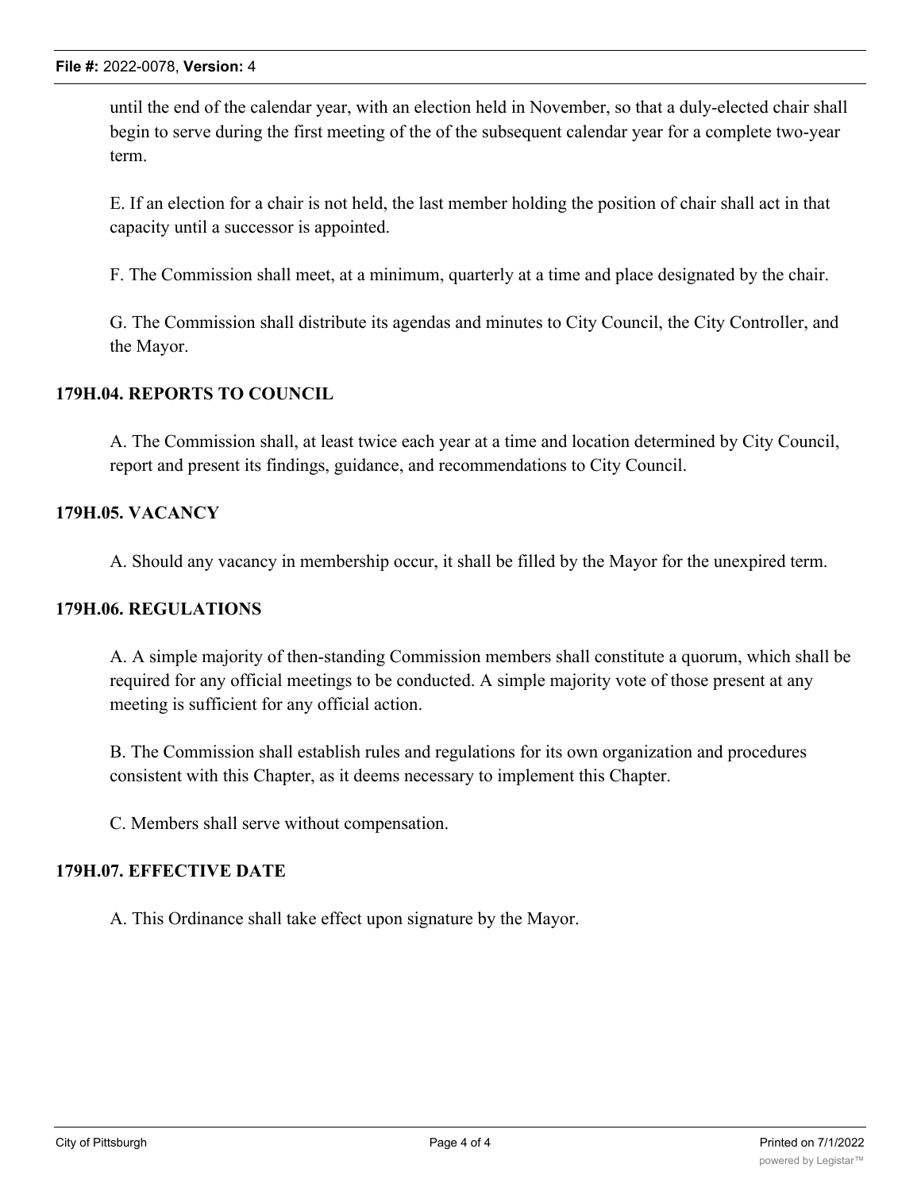until the end of the calendar year, with an election held in November, so that a duly-elected chair shall begin to serve during the first meeting of the of the subsequent calendar year for a complete two-year term.

E. If an election for a chair is not held, the last member holding the position of chair shall act in that capacity until a successor is appointed.

F. The Commission shall meet, at a minimum, quarterly at a time and place designated by the chair.

G. The Commission shall distribute its agendas and minutes to City Council, the City Controller, and the Mayor.

**179H.04. REPORTS TO COUNCIL**

A. The Commission shall, at least twice each year at a time and location determined by City Council, report and present its findings, guidance, and recommendations to City Council.

**179H.05. VACANCY**

A. Should any vacancy in membership occur, it shall be filled by the Mayor for the unexpired term.

**179H.06. REGULATIONS**

A. A simple majority of then-standing Commission members shall constitute a quorum, which shall be required for any official meetings to be conducted. A simple majority vote of those present at any meeting is sufficient for any official action.

B. The Commission shall establish rules and regulations for its own organization and procedures consistent with this Chapter, as it deems necessary to implement this Chapter.

C. Members shall serve without compensation.

**179H.07. EFFECTIVE DATE**

A. This Ordinance shall take effect upon signature by the Mayor.